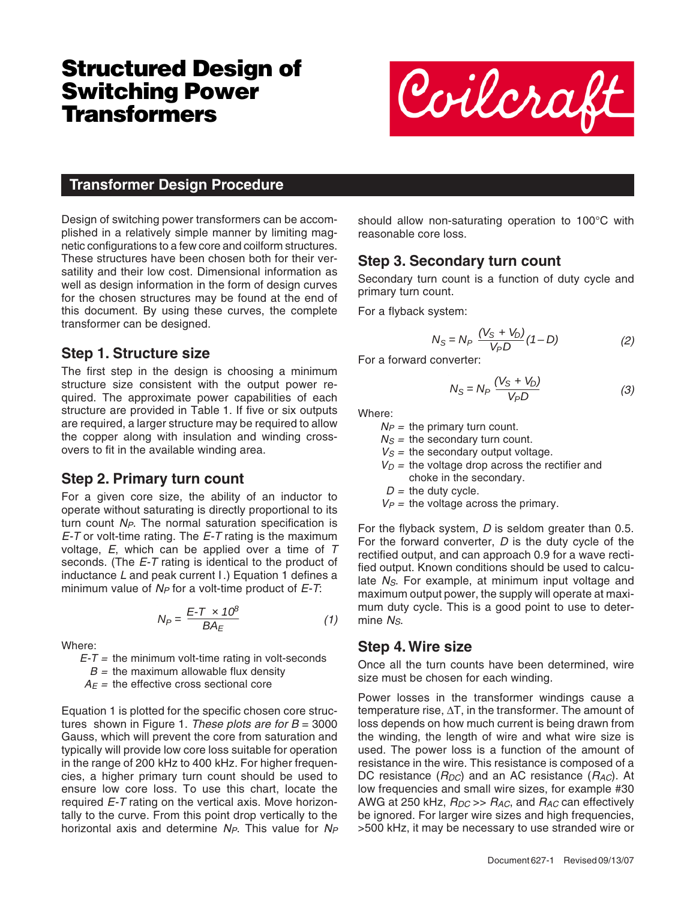# Structured Design of Switching Power Transformers

## Transformer Design Procedure

Design of switching power transformers can be accomplished in a relatively simple manner by limiting magnetic configurations to a few core and coilform structures. These structures have been chosen both for their versatility and their low cost. Dimensional information as well as design information in the form of design curves for the chosen structures may be found at the end of this document. By using these curves, the complete transformer can be designed.

### Step 1. Structure size

The first step in the design is choosing a minimum structure size consistent with the output power required. The approximate power capabilities of each structure are provided in Table 1. If five or six outputs are required, a larger structure may be required to allow the copper along with insulation and winding crossovers to fit in the available winding area.

### Step 2. Primary turn count

For a given core size, the ability of an inductor to operate without saturating is directly proportional to its turn count $N_P$. The normal saturation specification is *E-T* or volt-time rating. The *E-T* rating is the maximum voltage, *E*, which can be applied over a time of *T* seconds. (The *E-T* rating is identical to the product of inductance *L* and peak current I.) Equation 1 defines a minimum value of $N_P$ for a volt-time product of *E-T*:

$$N_P = \frac{E\text{-}T \times 10^8}{BA_E} \tag{1}$$

Where:

- $E\text{-}T$ = the minimum volt-time rating in volt-seconds
- $B$ = the maximum allowable flux density
- $A_E$ = the effective cross sectional core

Equation 1 is plotted for the specific chosen core structures shown in Figure 1. *These plots are for B* = 3000 Gauss, which will prevent the core from saturation and typically will provide low core loss suitable for operation in the range of 200 kHz to 400 kHz. For higher frequencies, a higher primary turn count should be used to ensure low core loss. To use this chart, locate the required *E-T* rating on the vertical axis. Move horizontally to the curve. From this point drop vertically to the horizontal axis and determine $N_P$. This value for $N_P$ should allow non-saturating operation to 100°C with reasonable core loss.

### Step 3. Secondary turn count

Secondary turn count is a function of duty cycle and primary turn count.

For a flyback system:

$$N_S = N_P \frac{(V_S + V_D)}{V_P D}(1 - D) \tag{2}$$

For a forward converter:

$$N_S = N_P \frac{(V_S + V_D)}{V_P D} \tag{3}$$

Where:

- $N_P$ = the primary turn count.
- $N_S$ = the secondary turn count.
- $V_S$ = the secondary output voltage.
- $V_D$ = the voltage drop across the rectifier and choke in the secondary.
- $D$ = the duty cycle.
- $V_P$ = the voltage across the primary.

For the flyback system, *D* is seldom greater than 0.5. For the forward converter, *D* is the duty cycle of the rectified output, and can approach 0.9 for a wave rectified output. Known conditions should be used to calculate $N_S$. For example, at minimum input voltage and maximum output power, the supply will operate at maximum duty cycle. This is a good point to use to determine $N_S$.

### Step 4. Wire size

Once all the turn counts have been determined, wire size must be chosen for each winding.

Power losses in the transformer windings cause a temperature rise, $\Delta T$, in the transformer. The amount of loss depends on how much current is being drawn from the winding, the length of wire and what wire size is used. The power loss is a function of the amount of resistance in the wire. This resistance is composed of a DC resistance ($R_{DC}$) and an AC resistance ($R_{AC}$). At low frequencies and small wire sizes, for example #30 AWG at 250 kHz, $R_{DC} >> R_{AC}$, and $R_{AC}$ can effectively be ignored. For larger wire sizes and high frequencies, >500 kHz, it may be necessary to use stranded wire or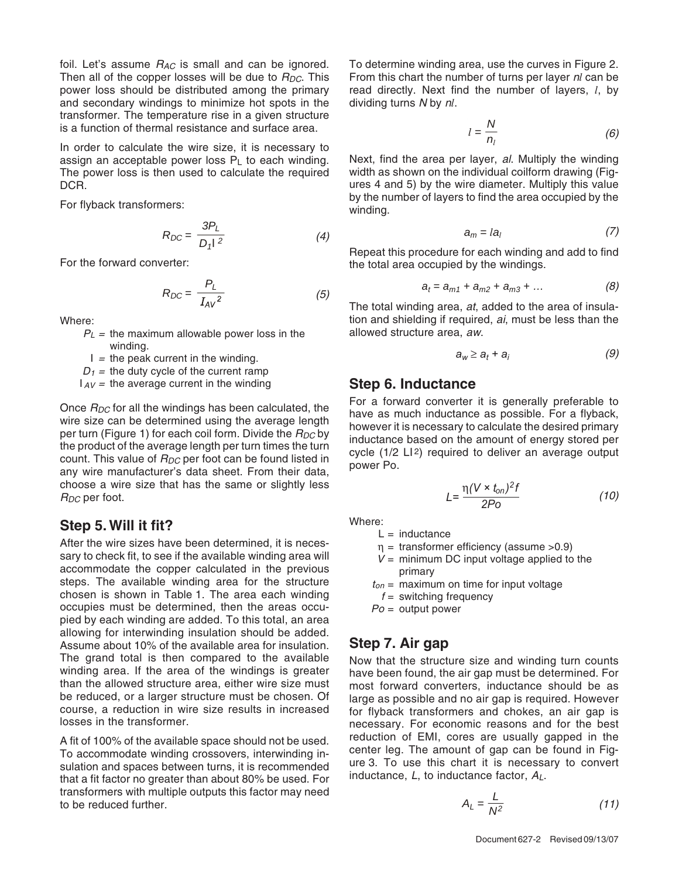foil. Let's assume $R_{AC}$ is small and can be ignored. Then all of the copper losses will be due to $R_{DC}$. This power loss should be distributed among the primary and secondary windings to minimize hot spots in the transformer. The temperature rise in a given structure is a function of thermal resistance and surface area.

In order to calculate the wire size, it is necessary to assign an acceptable power loss $P_L$ to each winding. The power loss is then used to calculate the required DCR.

For flyback transformers:

$$R_{DC} = \frac{3P_L}{D_1 I^2} \tag{4}$$

For the forward converter:

$$R_{DC} = \frac{P_L}{I_{AV}^2} \tag{5}$$

Where:

- $P_L$ = the maximum allowable power loss in the winding.
- $I$ = the peak current in the winding.
- $D_1$ = the duty cycle of the current ramp
- $I_{AV}$ = the average current in the winding

Once $R_{DC}$ for all the windings has been calculated, the wire size can be determined using the average length per turn (Figure 1) for each coil form. Divide the $R_{DC}$ by the product of the average length per turn times the turn count. This value of $R_{DC}$ per foot can be found listed in any wire manufacturer's data sheet. From their data, choose a wire size that has the same or slightly less $R_{DC}$ per foot.

## Step 5. Will it fit?

After the wire sizes have been determined, it is necessary to check fit, to see if the available winding area will accommodate the copper calculated in the previous steps. The available winding area for the structure chosen is shown in Table 1. The area each winding occupies must be determined, then the areas occupied by each winding are added. To this total, an area allowing for interwinding insulation should be added. Assume about 10% of the available area for insulation. The grand total is then compared to the available winding area. If the area of the windings is greater than the allowed structure area, either wire size must be reduced, or a larger structure must be chosen. Of course, a reduction in wire size results in increased losses in the transformer.

A fit of 100% of the available space should not be used. To accommodate winding crossovers, interwinding insulation and spaces between turns, it is recommended that a fit factor no greater than about 80% be used. For transformers with multiple outputs this factor may need to be reduced further.

To determine winding area, use the curves in Figure 2. From this chart the number of turns per layer $n_l$ can be read directly. Next find the number of layers, $l$, by dividing turns $N$ by $n_l$.

$$l = \frac{N}{n_l} \tag{6}$$

Next, find the area per layer, $a_l$. Multiply the winding width as shown on the individual coilform drawing (Figures 4 and 5) by the wire diameter. Multiply this value by the number of layers to find the area occupied by the winding.

$$a_m = l a_l \tag{7}$$

Repeat this procedure for each winding and add to find the total area occupied by the windings.

$$a_t = a_{m1} + a_{m2} + a_{m3} + \ldots \tag{8}$$

The total winding area, $a_t$, added to the area of insulation and shielding if required, $a_i$, must be less than the allowed structure area, $a_w$.

$$a_w \geq a_t + a_i \tag{9}$$

## Step 6. Inductance

For a forward converter it is generally preferable to have as much inductance as possible. For a flyback, however it is necessary to calculate the desired primary inductance based on the amount of energy stored per cycle ($1/2\ LI^2$) required to deliver an average output power Po.

$$L = \frac{\eta (V \times t_{on})^2 f}{2Po} \tag{10}$$

Where:

- $L$ = inductance
- $\eta$ = transformer efficiency (assume >0.9)
- $V$ = minimum DC input voltage applied to the primary
- $t_{on}$ = maximum on time for input voltage
- $f$ = switching frequency
- $Po$ = output power

## Step 7. Air gap

Now that the structure size and winding turn counts have been found, the air gap must be determined. For most forward converters, inductance should be as large as possible and no air gap is required. However for flyback transformers and chokes, an air gap is necessary. For economic reasons and for the best reduction of EMI, cores are usually gapped in the center leg. The amount of gap can be found in Figure 3. To use this chart it is necessary to convert inductance, $L$, to inductance factor, $A_L$.

$$A_L = \frac{L}{N^2} \tag{11}$$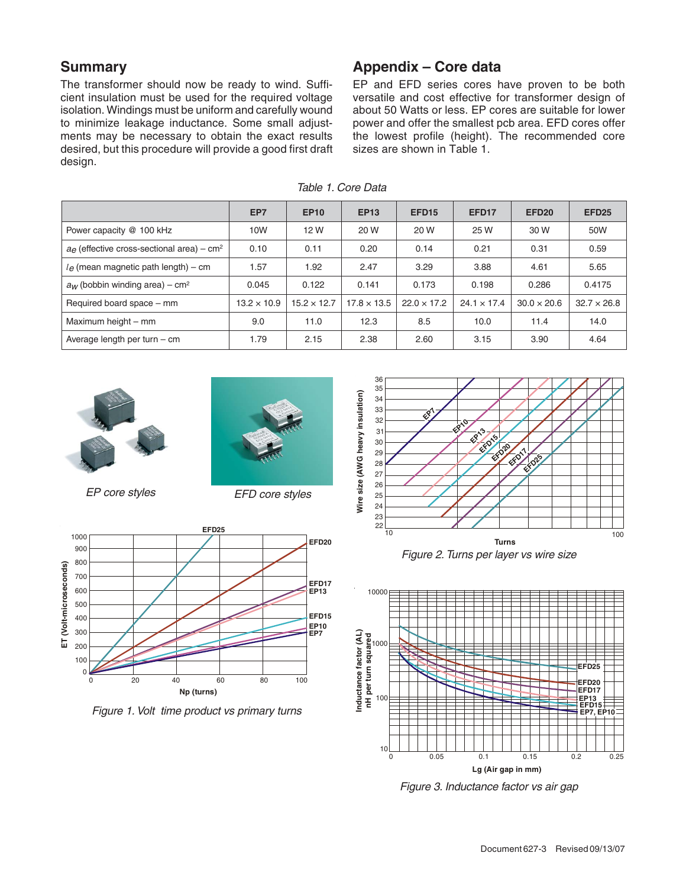## Summary

The transformer should now be ready to wind. Sufficient insulation must be used for the required voltage isolation. Windings must be uniform and carefully wound to minimize leakage inductance. Some small adjustments may be necessary to obtain the exact results desired, but this procedure will provide a good first draft design.

## Appendix – Core data

EP and EFD series cores have proven to be both versatile and cost effective for transformer design of about 50 Watts or less. EP cores are suitable for lower power and offer the smallest pcb area. EFD cores offer the lowest profile (height). The recommended core sizes are shown in Table 1.

*Table 1. Core Data*

| | EP7 | EP10 | EP13 | EFD15 | EFD17 | EFD20 | EFD25 |
|---|---|---|---|---|---|---|---|
| Power capacity @ 100 kHz | 10W | 12 W | 20 W | 20 W | 25 W | 30 W | 50W |
| $a_e$ (effective cross-sectional area) – cm² | 0.10 | 0.11 | 0.20 | 0.14 | 0.21 | 0.31 | 0.59 |
| $l_e$ (mean magnetic path length) – cm | 1.57 | 1.92 | 2.47 | 3.29 | 3.88 | 4.61 | 5.65 |
| $a_W$ (bobbin winding area) – cm² | 0.045 | 0.122 | 0.141 | 0.173 | 0.198 | 0.286 | 0.4175 |
| Required board space – mm | 13.2 × 10.9 | 15.2 × 12.7 | 17.8 × 13.5 | 22.0 × 17.2 | 24.1 × 17.4 | 30.0 × 20.6 | 32.7 × 26.8 |
| Maximum height – mm | 9.0 | 11.0 | 12.3 | 8.5 | 10.0 | 11.4 | 14.0 |
| Average length per turn – cm | 1.79 | 2.15 | 2.38 | 2.60 | 3.15 | 3.90 | 4.64 |

*EP core styles*

*EFD core styles*

*Figure 1. Volt time product vs primary turns*

*Figure 2. Turns per layer vs wire size*

*Figure 3. Inductance factor vs air gap*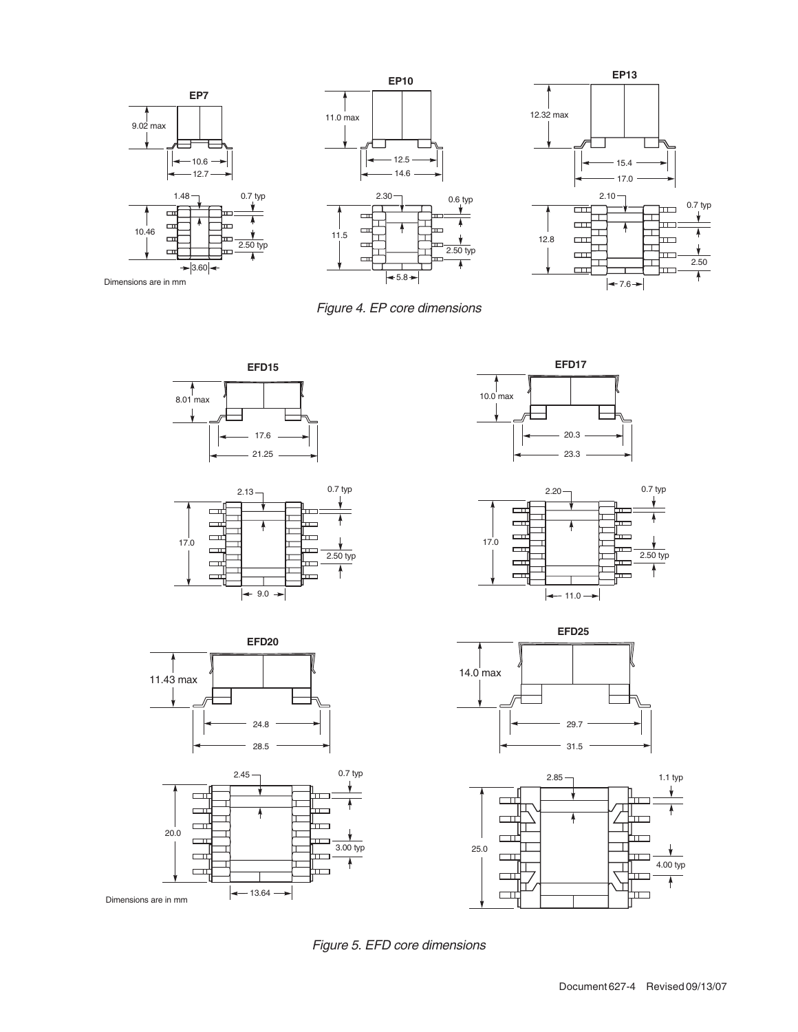EP7

9.02 max

10.6

12.7

1.48

0.7 typ

10.46

2.50 typ

3.60

EP10

11.0 max

12.5

14.6

2.30

0.6 typ

11.5

2.50 typ

5.8

EP13

12.32 max

15.4

17.0

2.10

0.7 typ

12.8

2.50

7.6

Dimensions are in mm

*Figure 4. EP core dimensions*

EFD15

8.01 max

17.6

21.25

2.13

0.7 typ

17.0

2.50 typ

9.0

EFD17

10.0 max

20.3

23.3

2.20

0.7 typ

17.0

2.50 typ

11.0

EFD20

11.43 max

24.8

28.5

2.45

0.7 typ

20.0

3.00 typ

13.64

EFD25

14.0 max

29.7

31.5

2.85

1.1 typ

25.0

4.00 typ

Dimensions are in mm

*Figure 5. EFD core dimensions*

Document 627-4 Revised 09/13/07